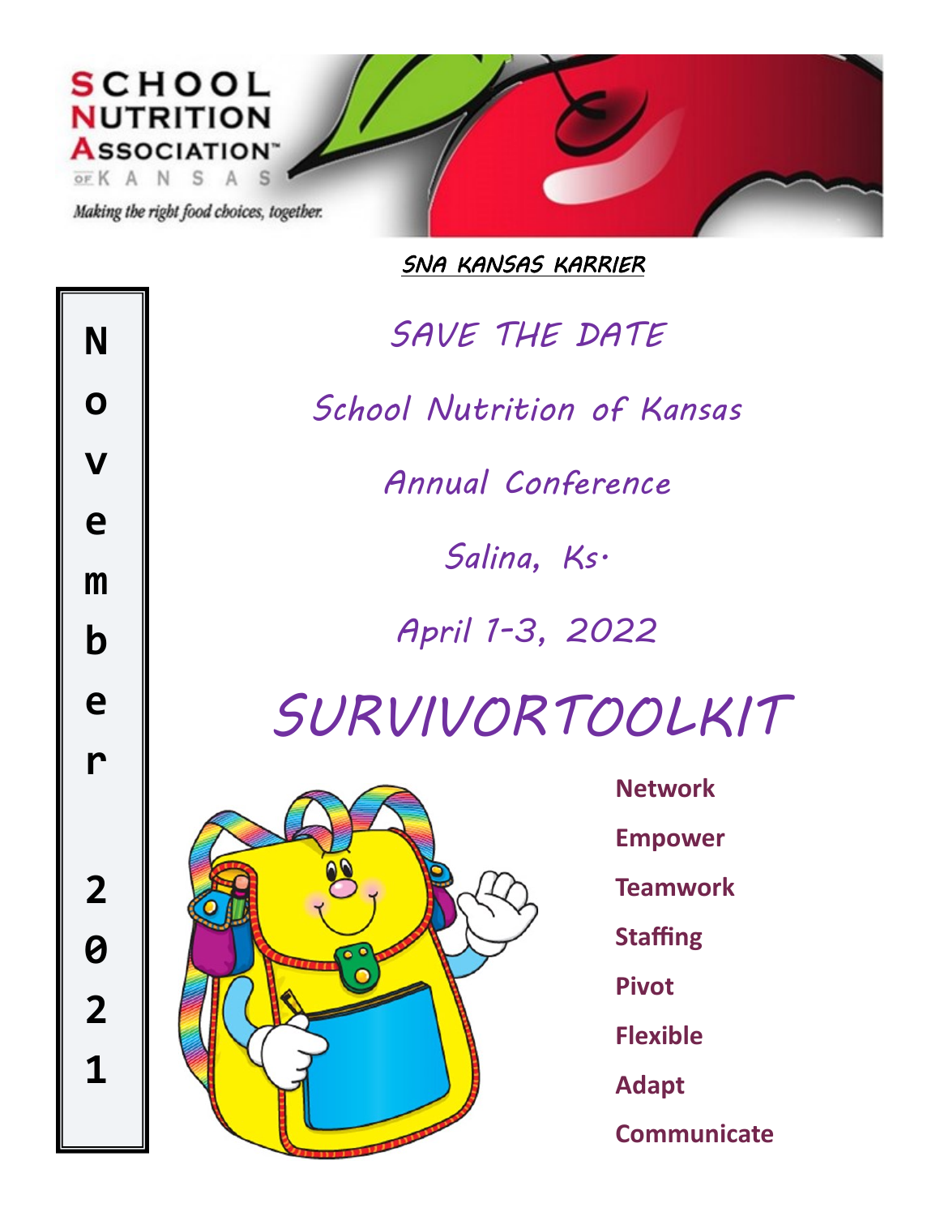SCHOOL NUTRITION ASSOCIATION™ OF KANSAS

*Making the right food choices, together.*

**SNA KANSAS KARRIER**

November 2021

# SAVE THE DATE

## School Nutrition of Kansas

## Annual Conference

## Salina, Ks.

## April 1-3, 2022

# SURVIVORTOOLKIT

**Network**

**Empower**

**Teamwork**

**Staffing**

**Pivot**

**Flexible**

**Adapt**

**Communicate**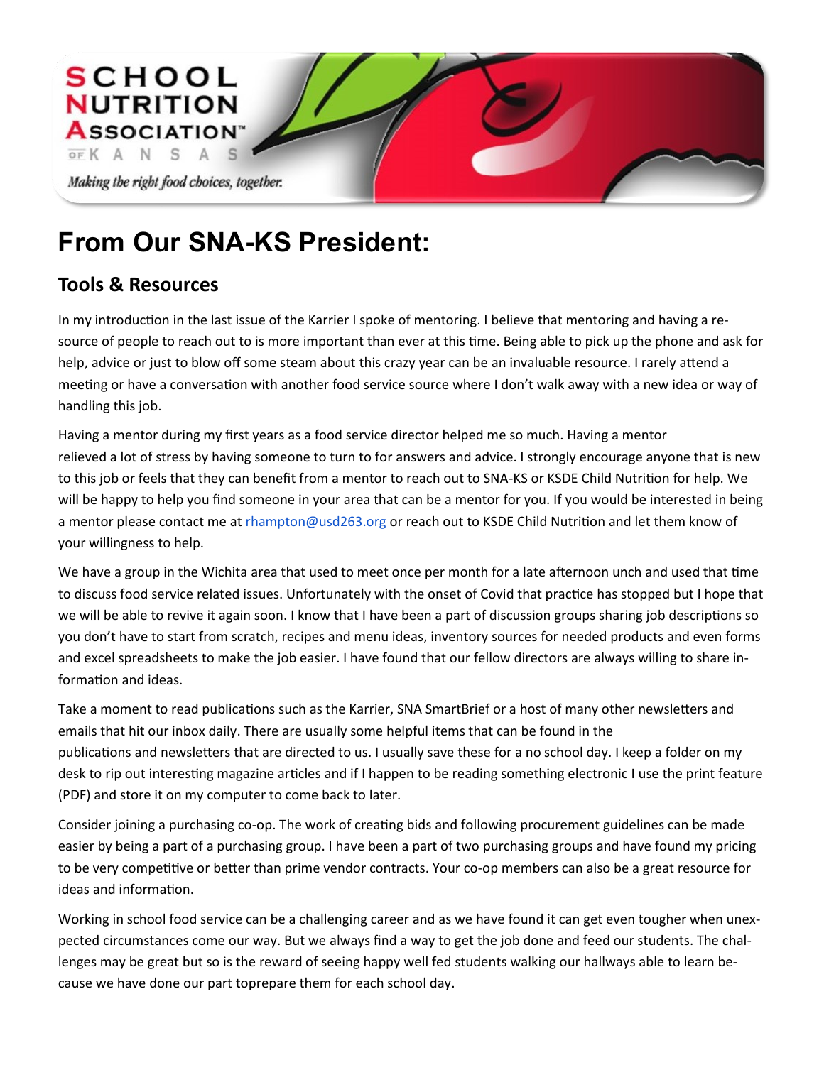SCHOOL NUTRITION ASSOCIATION™ OF KANSAS

*Making the right food choices, together.*

# From Our SNA-KS President:

## Tools & Resources

In my introduction in the last issue of the Karrier I spoke of mentoring. I believe that mentoring and having a resource of people to reach out to is more important than ever at this time. Being able to pick up the phone and ask for help, advice or just to blow off some steam about this crazy year can be an invaluable resource. I rarely attend a meeting or have a conversation with another food service source where I don't walk away with a new idea or way of handling this job.

Having a mentor during my first years as a food service director helped me so much. Having a mentor relieved a lot of stress by having someone to turn to for answers and advice. I strongly encourage anyone that is new to this job or feels that they can benefit from a mentor to reach out to SNA-KS or KSDE Child Nutrition for help. We will be happy to help you find someone in your area that can be a mentor for you. If you would be interested in being a mentor please contact me at rhampton@usd263.org or reach out to KSDE Child Nutrition and let them know of your willingness to help.

We have a group in the Wichita area that used to meet once per month for a late afternoon unch and used that time to discuss food service related issues. Unfortunately with the onset of Covid that practice has stopped but I hope that we will be able to revive it again soon. I know that I have been a part of discussion groups sharing job descriptions so you don't have to start from scratch, recipes and menu ideas, inventory sources for needed products and even forms and excel spreadsheets to make the job easier. I have found that our fellow directors are always willing to share information and ideas.

Take a moment to read publications such as the Karrier, SNA SmartBrief or a host of many other newsletters and emails that hit our inbox daily. There are usually some helpful items that can be found in the publications and newsletters that are directed to us. I usually save these for a no school day. I keep a folder on my desk to rip out interesting magazine articles and if I happen to be reading something electronic I use the print feature (PDF) and store it on my computer to come back to later.

Consider joining a purchasing co-op. The work of creating bids and following procurement guidelines can be made easier by being a part of a purchasing group. I have been a part of two purchasing groups and have found my pricing to be very competitive or better than prime vendor contracts. Your co-op members can also be a great resource for ideas and information.

Working in school food service can be a challenging career and as we have found it can get even tougher when unexpected circumstances come our way. But we always find a way to get the job done and feed our students. The challenges may be great but so is the reward of seeing happy well fed students walking our hallways able to learn because we have done our part toprepare them for each school day.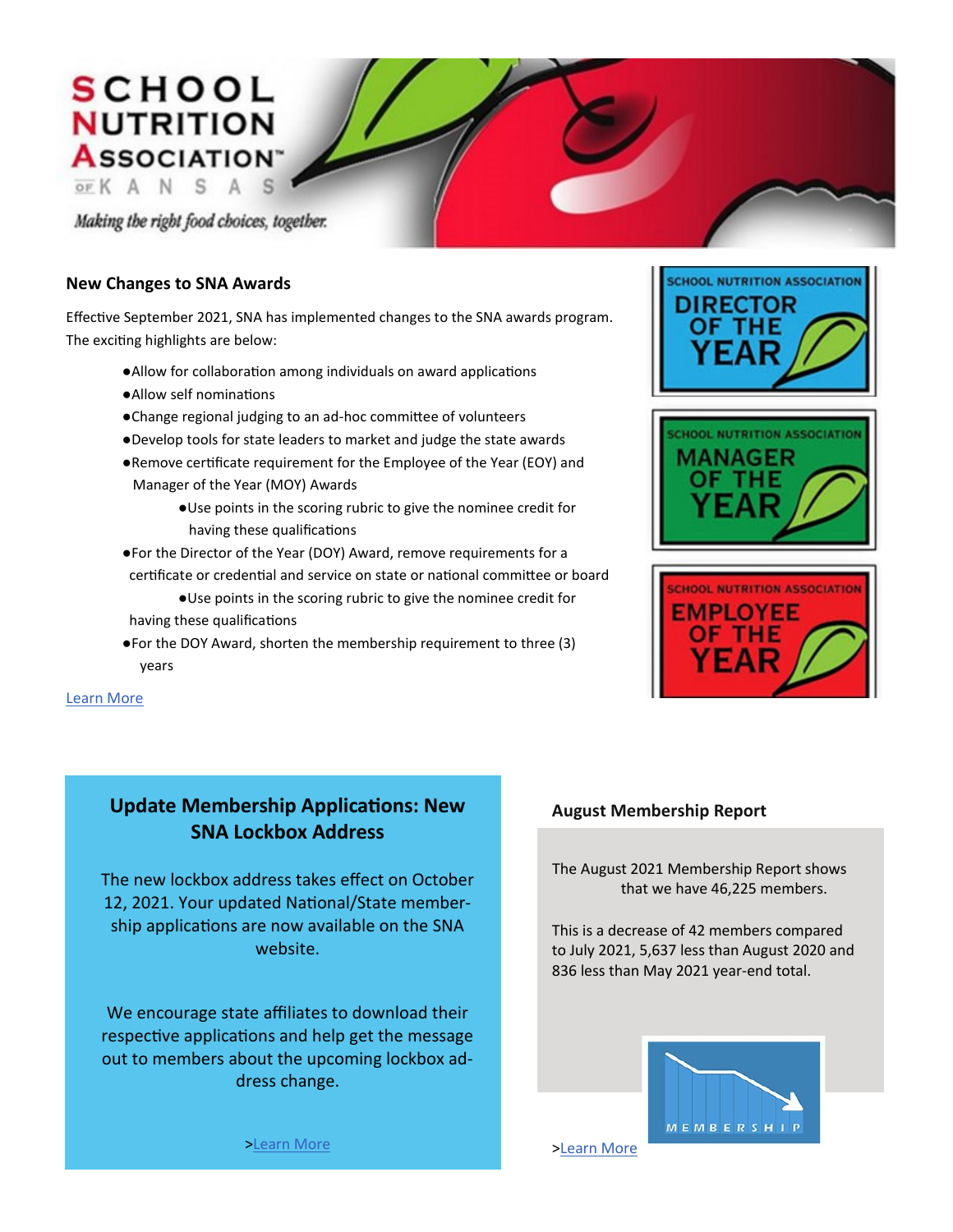SCHOOL NUTRITION ASSOCIATION OF KANSAS

*Making the right food choices, together.*

### New Changes to SNA Awards

Effective September 2021, SNA has implemented changes to the SNA awards program. The exciting highlights are below:

- Allow for collaboration among individuals on award applications
- Allow self nominations
- Change regional judging to an ad-hoc committee of volunteers
- Develop tools for state leaders to market and judge the state awards
- Remove certificate requirement for the Employee of the Year (EOY) and Manager of the Year (MOY) Awards
  - Use points in the scoring rubric to give the nominee credit for having these qualifications
- For the Director of the Year (DOY) Award, remove requirements for a certificate or credential and service on state or national committee or board
  - Use points in the scoring rubric to give the nominee credit for having these qualifications
- For the DOY Award, shorten the membership requirement to three (3) years

Learn More

SCHOOL NUTRITION ASSOCIATION DIRECTOR OF THE YEAR

SCHOOL NUTRITION ASSOCIATION MANAGER OF THE YEAR

SCHOOL NUTRITION ASSOCIATION EMPLOYEE OF THE YEAR

### Update Membership Applications: New SNA Lockbox Address

The new lockbox address takes effect on October 12, 2021. Your updated National/State membership applications are now available on the SNA website.

We encourage state affiliates to download their respective applications and help get the message out to members about the upcoming lockbox address change.

>Learn More

### August Membership Report

The August 2021 Membership Report shows that we have 46,225 members.

This is a decrease of 42 members compared to July 2021, 5,637 less than August 2020 and 836 less than May 2021 year-end total.

MEMBERSHIP

>Learn More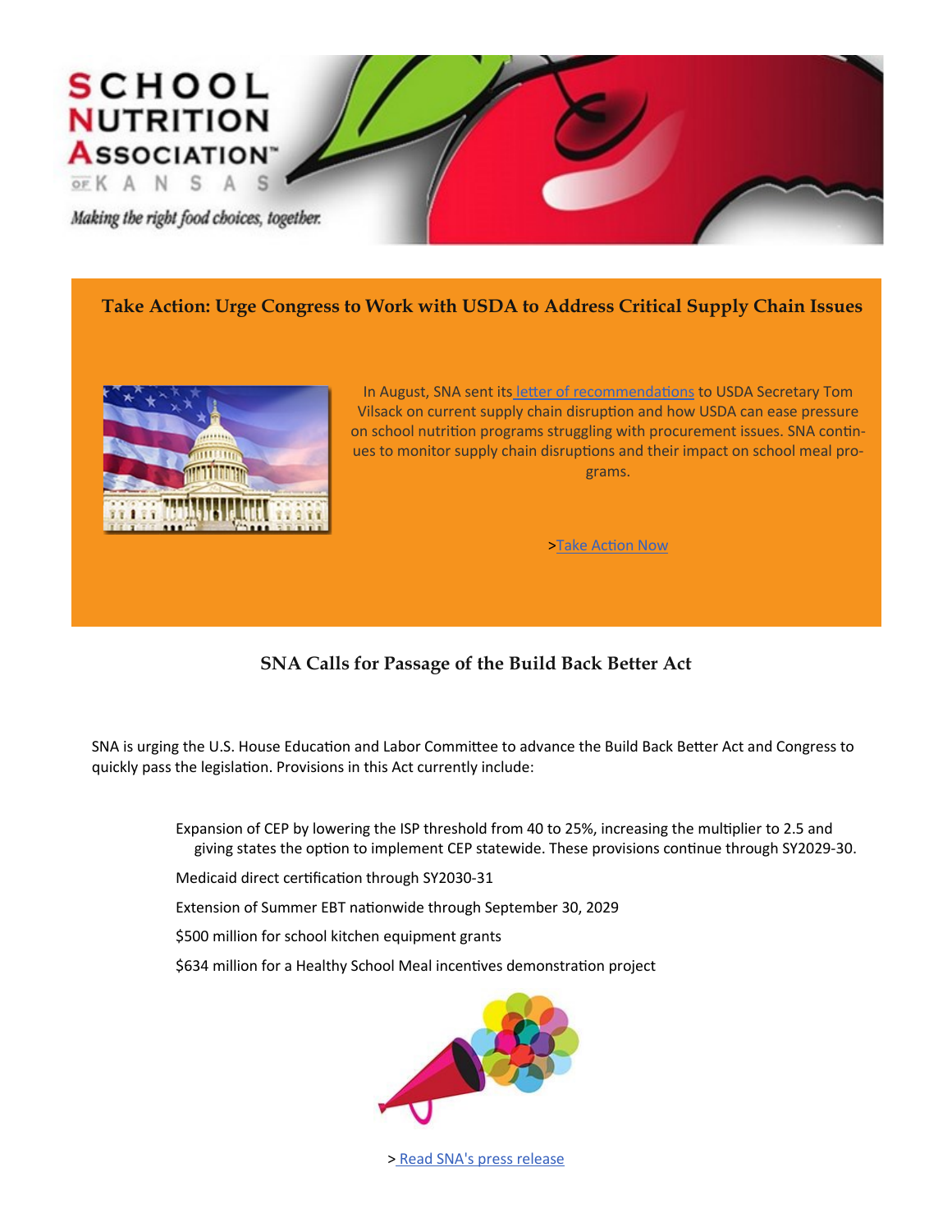SCHOOL NUTRITION ASSOCIATION™ OF KANSAS

*Making the right food choices, together.*

## Take Action: Urge Congress to Work with USDA to Address Critical Supply Chain Issues

In August, SNA sent its letter of recommendations to USDA Secretary Tom Vilsack on current supply chain disruption and how USDA can ease pressure on school nutrition programs struggling with procurement issues. SNA continues to monitor supply chain disruptions and their impact on school meal programs.

>Take Action Now

## SNA Calls for Passage of the Build Back Better Act

SNA is urging the U.S. House Education and Labor Committee to advance the Build Back Better Act and Congress to quickly pass the legislation. Provisions in this Act currently include:

- Expansion of CEP by lowering the ISP threshold from 40 to 25%, increasing the multiplier to 2.5 and giving states the option to implement CEP statewide. These provisions continue through SY2029-30.
- Medicaid direct certification through SY2030-31
- Extension of Summer EBT nationwide through September 30, 2029
- $500 million for school kitchen equipment grants
- $634 million for a Healthy School Meal incentives demonstration project

> Read SNA's press release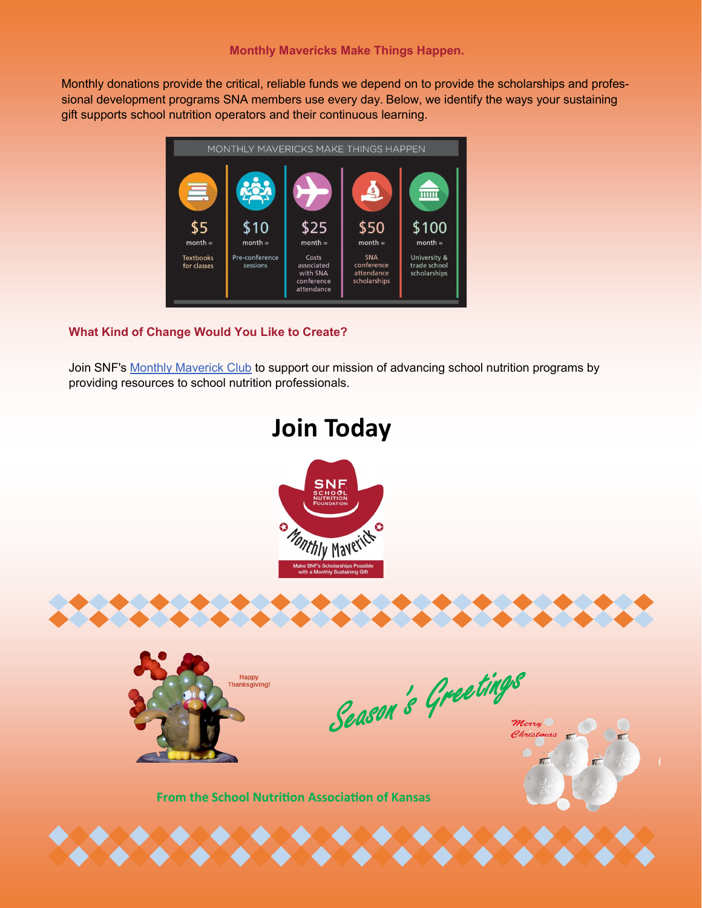**Monthly Mavericks Make Things Happen.**

Monthly donations provide the critical, reliable funds we depend on to provide the scholarships and professional development programs SNA members use every day. Below, we identify the ways your sustaining gift supports school nutrition operators and their continuous learning.

MONTHLY MAVERICKS MAKE THINGS HAPPEN

$5 month = Textbooks for classes

$10 month = Pre-conference sessions

$25 month = Costs associated with SNA conference attendance

$50 month = SNA conference attendance scholarships

$100 month = University & trade school scholarships

**What Kind of Change Would You Like to Create?**

Join SNF's Monthly Maverick Club to support our mission of advancing school nutrition programs by providing resources to school nutrition professionals.

# Join Today

SNF SCHOOL NUTRITION FOUNDATION

Monthly Maverick

Make SNF's Scholarships Possible with a Monthly Sustaining Gift

Happy Thanksgiving!

Season's Greetings

Merry Christmas

From the School Nutrition Association of Kansas